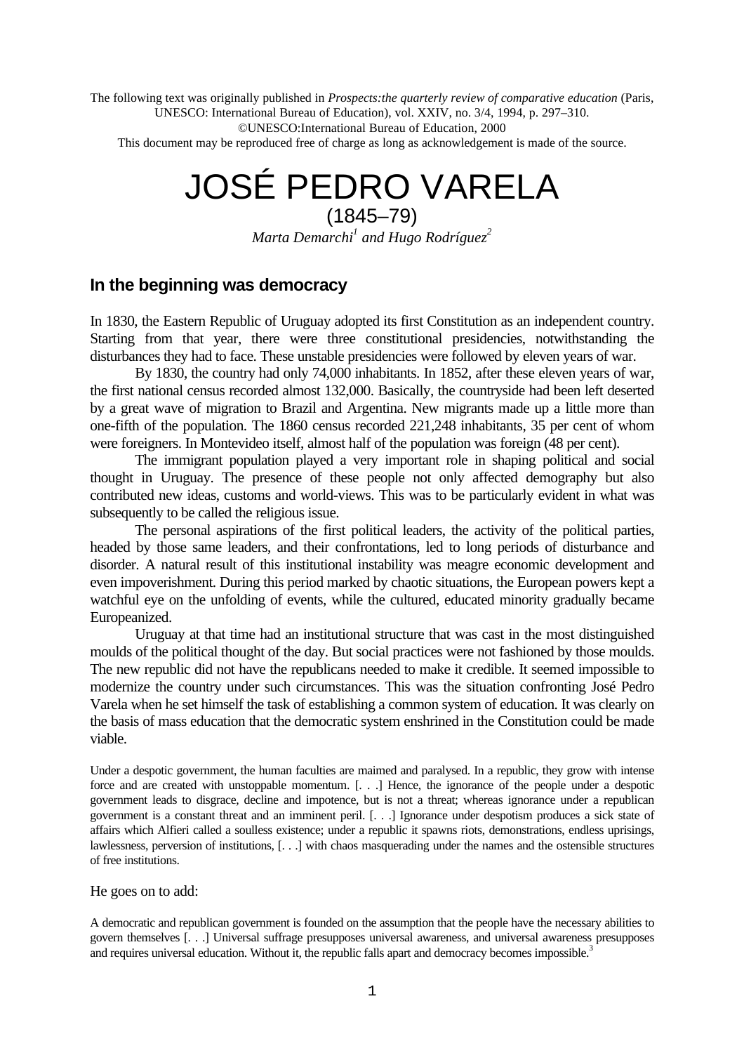The following text was originally published in *Prospects:the quarterly review of comparative education* (Paris, UNESCO: International Bureau of Education), vol. XXIV, no. 3/4, 1994, p. 297–310.
©UNESCO:International Bureau of Education, 2000
This document may be reproduced free of charge as long as acknowledgement is made of the source.

# JOSÉ PEDRO VARELA

(1845–79)

*Marta Demarchi[1] and Hugo Rodríguez[2]*

## In the beginning was democracy

In 1830, the Eastern Republic of Uruguay adopted its first Constitution as an independent country. Starting from that year, there were three constitutional presidencies, notwithstanding the disturbances they had to face. These unstable presidencies were followed by eleven years of war.

By 1830, the country had only 74,000 inhabitants. In 1852, after these eleven years of war, the first national census recorded almost 132,000. Basically, the countryside had been left deserted by a great wave of migration to Brazil and Argentina. New migrants made up a little more than one-fifth of the population. The 1860 census recorded 221,248 inhabitants, 35 per cent of whom were foreigners. In Montevideo itself, almost half of the population was foreign (48 per cent).

The immigrant population played a very important role in shaping political and social thought in Uruguay. The presence of these people not only affected demography but also contributed new ideas, customs and world-views. This was to be particularly evident in what was subsequently to be called the religious issue.

The personal aspirations of the first political leaders, the activity of the political parties, headed by those same leaders, and their confrontations, led to long periods of disturbance and disorder. A natural result of this institutional instability was meagre economic development and even impoverishment. During this period marked by chaotic situations, the European powers kept a watchful eye on the unfolding of events, while the cultured, educated minority gradually became Europeanized.

Uruguay at that time had an institutional structure that was cast in the most distinguished moulds of the political thought of the day. But social practices were not fashioned by those moulds. The new republic did not have the republicans needed to make it credible. It seemed impossible to modernize the country under such circumstances. This was the situation confronting José Pedro Varela when he set himself the task of establishing a common system of education. It was clearly on the basis of mass education that the democratic system enshrined in the Constitution could be made viable.

> Under a despotic government, the human faculties are maimed and paralysed. In a republic, they grow with intense force and are created with unstoppable momentum. [. . .] Hence, the ignorance of the people under a despotic government leads to disgrace, decline and impotence, but is not a threat; whereas ignorance under a republican government is a constant threat and an imminent peril. [. . .] Ignorance under despotism produces a sick state of affairs which Alfieri called a soulless existence; under a republic it spawns riots, demonstrations, endless uprisings, lawlessness, perversion of institutions, [. . .] with chaos masquerading under the names and the ostensible structures of free institutions.

He goes on to add:

> A democratic and republican government is founded on the assumption that the people have the necessary abilities to govern themselves [. . .] Universal suffrage presupposes universal awareness, and universal awareness presupposes and requires universal education. Without it, the republic falls apart and democracy becomes impossible.[3]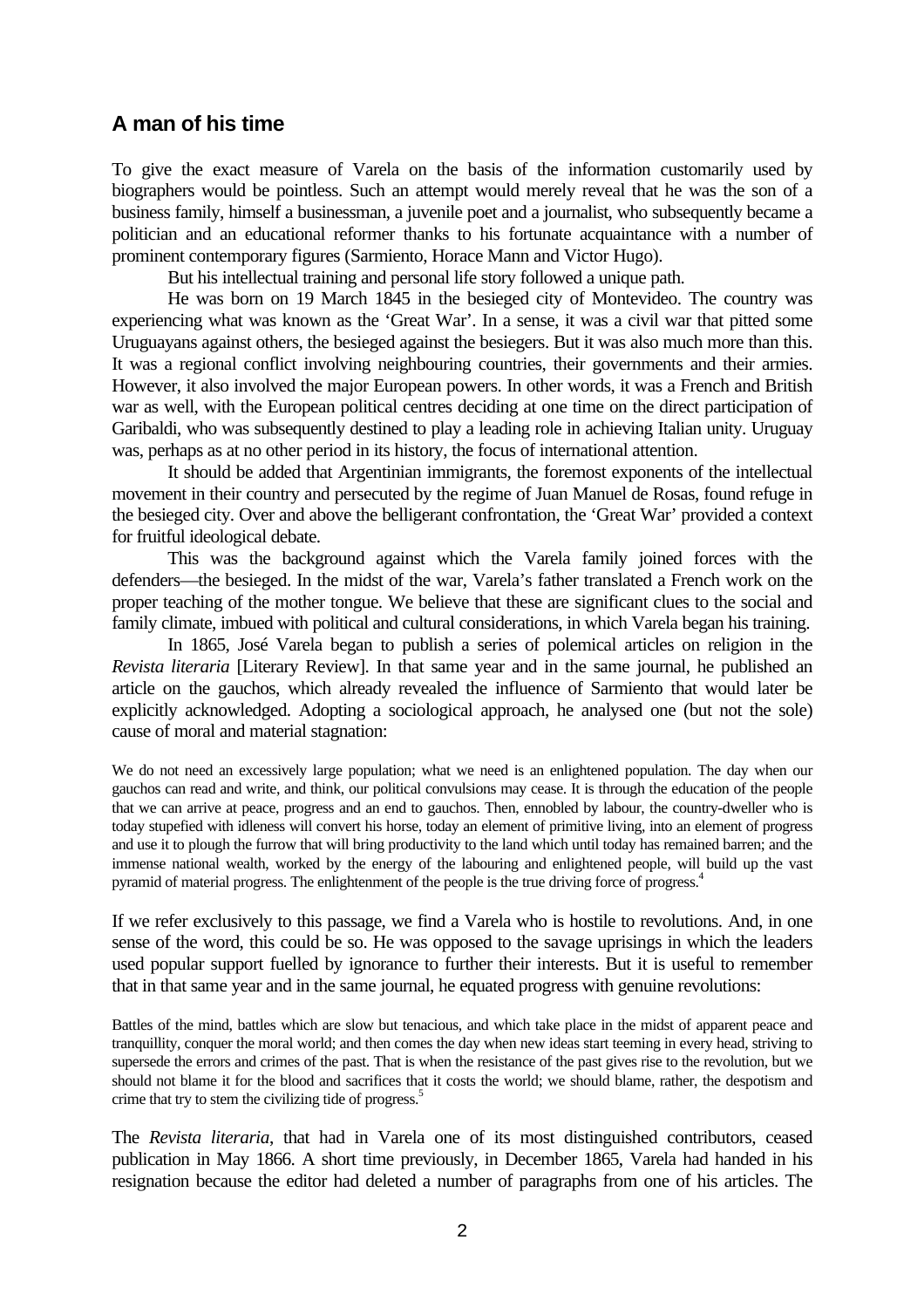## A man of his time

To give the exact measure of Varela on the basis of the information customarily used by biographers would be pointless. Such an attempt would merely reveal that he was the son of a business family, himself a businessman, a juvenile poet and a journalist, who subsequently became a politician and an educational reformer thanks to his fortunate acquaintance with a number of prominent contemporary figures (Sarmiento, Horace Mann and Victor Hugo).

But his intellectual training and personal life story followed a unique path.

He was born on 19 March 1845 in the besieged city of Montevideo. The country was experiencing what was known as the 'Great War'. In a sense, it was a civil war that pitted some Uruguayans against others, the besieged against the besiegers. But it was also much more than this. It was a regional conflict involving neighbouring countries, their governments and their armies. However, it also involved the major European powers. In other words, it was a French and British war as well, with the European political centres deciding at one time on the direct participation of Garibaldi, who was subsequently destined to play a leading role in achieving Italian unity. Uruguay was, perhaps as at no other period in its history, the focus of international attention.

It should be added that Argentinian immigrants, the foremost exponents of the intellectual movement in their country and persecuted by the regime of Juan Manuel de Rosas, found refuge in the besieged city. Over and above the belligerant confrontation, the 'Great War' provided a context for fruitful ideological debate.

This was the background against which the Varela family joined forces with the defenders—the besieged. In the midst of the war, Varela's father translated a French work on the proper teaching of the mother tongue. We believe that these are significant clues to the social and family climate, imbued with political and cultural considerations, in which Varela began his training.

In 1865, José Varela began to publish a series of polemical articles on religion in the *Revista literaria* [Literary Review]. In that same year and in the same journal, he published an article on the gauchos, which already revealed the influence of Sarmiento that would later be explicitly acknowledged. Adopting a sociological approach, he analysed one (but not the sole) cause of moral and material stagnation:

> We do not need an excessively large population; what we need is an enlightened population. The day when our gauchos can read and write, and think, our political convulsions may cease. It is through the education of the people that we can arrive at peace, progress and an end to gauchos. Then, ennobled by labour, the country-dweller who is today stupefied with idleness will convert his horse, today an element of primitive living, into an element of progress and use it to plough the furrow that will bring productivity to the land which until today has remained barren; and the immense national wealth, worked by the energy of the labouring and enlightened people, will build up the vast pyramid of material progress. The enlightenment of the people is the true driving force of progress.[4]

If we refer exclusively to this passage, we find a Varela who is hostile to revolutions. And, in one sense of the word, this could be so. He was opposed to the savage uprisings in which the leaders used popular support fuelled by ignorance to further their interests. But it is useful to remember that in that same year and in the same journal, he equated progress with genuine revolutions:

> Battles of the mind, battles which are slow but tenacious, and which take place in the midst of apparent peace and tranquillity, conquer the moral world; and then comes the day when new ideas start teeming in every head, striving to supersede the errors and crimes of the past. That is when the resistance of the past gives rise to the revolution, but we should not blame it for the blood and sacrifices that it costs the world; we should blame, rather, the despotism and crime that try to stem the civilizing tide of progress.[5]

The *Revista literaria*, that had in Varela one of its most distinguished contributors, ceased publication in May 1866. A short time previously, in December 1865, Varela had handed in his resignation because the editor had deleted a number of paragraphs from one of his articles. The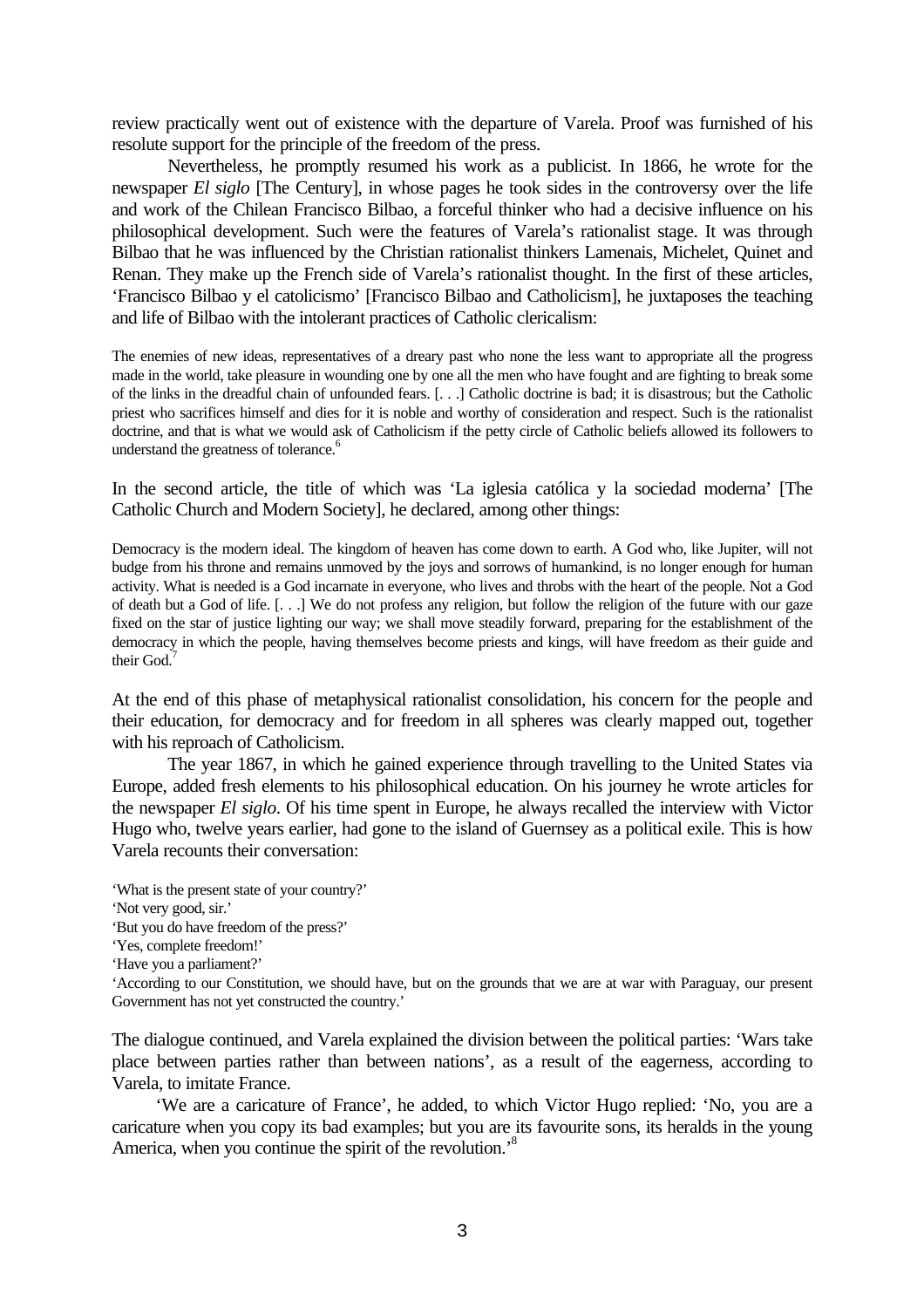review practically went out of existence with the departure of Varela. Proof was furnished of his resolute support for the principle of the freedom of the press.

Nevertheless, he promptly resumed his work as a publicist. In 1866, he wrote for the newspaper *El siglo* [The Century], in whose pages he took sides in the controversy over the life and work of the Chilean Francisco Bilbao, a forceful thinker who had a decisive influence on his philosophical development. Such were the features of Varela's rationalist stage. It was through Bilbao that he was influenced by the Christian rationalist thinkers Lamenais, Michelet, Quinet and Renan. They make up the French side of Varela's rationalist thought. In the first of these articles, 'Francisco Bilbao y el catolicismo' [Francisco Bilbao and Catholicism], he juxtaposes the teaching and life of Bilbao with the intolerant practices of Catholic clericalism:

> The enemies of new ideas, representatives of a dreary past who none the less want to appropriate all the progress made in the world, take pleasure in wounding one by one all the men who have fought and are fighting to break some of the links in the dreadful chain of unfounded fears. [. . .] Catholic doctrine is bad; it is disastrous; but the Catholic priest who sacrifices himself and dies for it is noble and worthy of consideration and respect. Such is the rationalist doctrine, and that is what we would ask of Catholicism if the petty circle of Catholic beliefs allowed its followers to understand the greatness of tolerance.[6]

In the second article, the title of which was 'La iglesia católica y la sociedad moderna' [The Catholic Church and Modern Society], he declared, among other things:

> Democracy is the modern ideal. The kingdom of heaven has come down to earth. A God who, like Jupiter, will not budge from his throne and remains unmoved by the joys and sorrows of humankind, is no longer enough for human activity. What is needed is a God incarnate in everyone, who lives and throbs with the heart of the people. Not a God of death but a God of life. [. . .] We do not profess any religion, but follow the religion of the future with our gaze fixed on the star of justice lighting our way; we shall move steadily forward, preparing for the establishment of the democracy in which the people, having themselves become priests and kings, will have freedom as their guide and their God.[7]

At the end of this phase of metaphysical rationalist consolidation, his concern for the people and their education, for democracy and for freedom in all spheres was clearly mapped out, together with his reproach of Catholicism.

The year 1867, in which he gained experience through travelling to the United States via Europe, added fresh elements to his philosophical education. On his journey he wrote articles for the newspaper *El siglo*. Of his time spent in Europe, he always recalled the interview with Victor Hugo who, twelve years earlier, had gone to the island of Guernsey as a political exile. This is how Varela recounts their conversation:

> 'What is the present state of your country?'
> 'Not very good, sir.'
> 'But you do have freedom of the press?'
> 'Yes, complete freedom!'
> 'Have you a parliament?'
> 'According to our Constitution, we should have, but on the grounds that we are at war with Paraguay, our present Government has not yet constructed the country.'

The dialogue continued, and Varela explained the division between the political parties: 'Wars take place between parties rather than between nations', as a result of the eagerness, according to Varela, to imitate France.

'We are a caricature of France', he added, to which Victor Hugo replied: 'No, you are a caricature when you copy its bad examples; but you are its favourite sons, its heralds in the young America, when you continue the spirit of the revolution.'[8]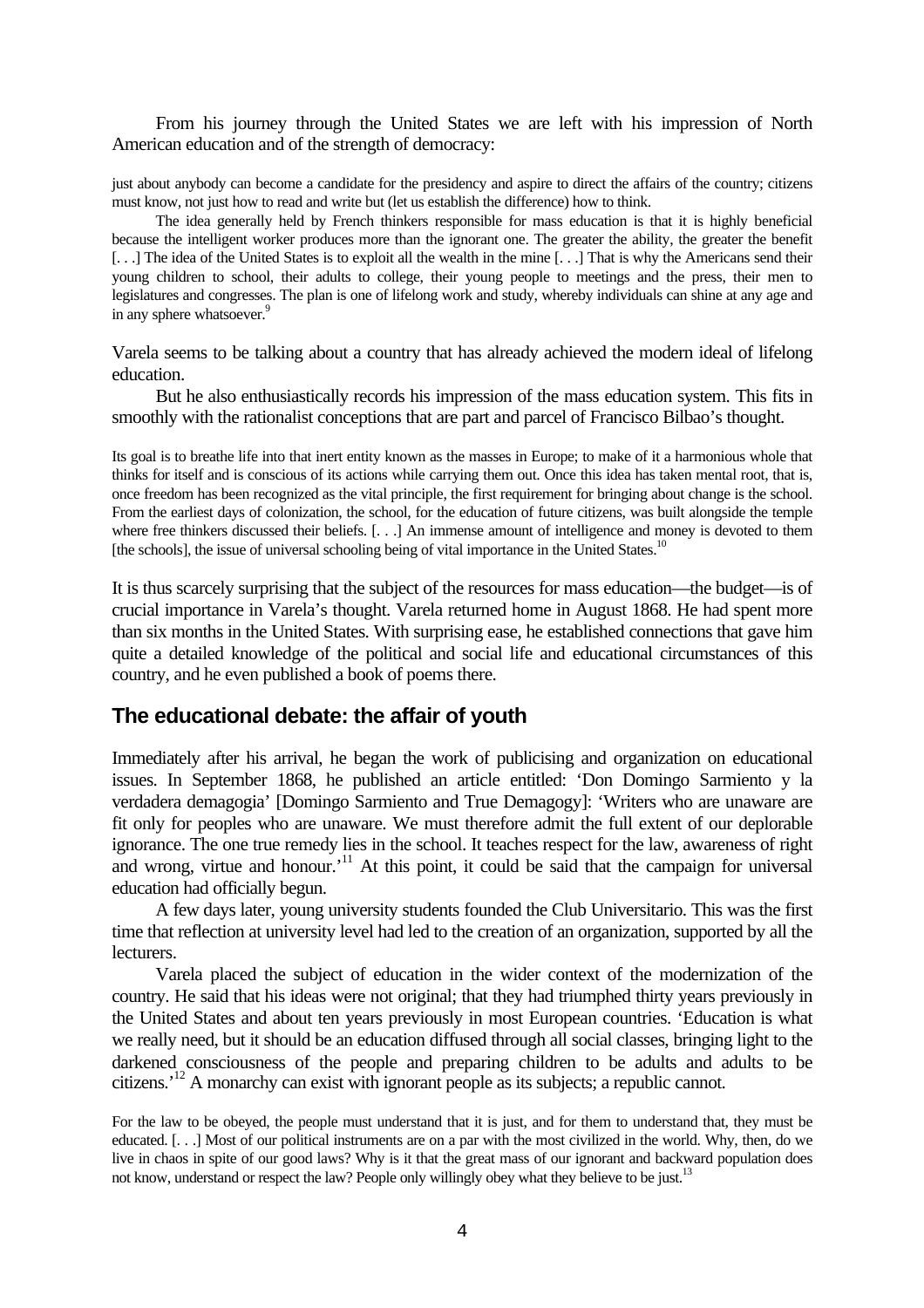From his journey through the United States we are left with his impression of North American education and of the strength of democracy:

> just about anybody can become a candidate for the presidency and aspire to direct the affairs of the country; citizens must know, not just how to read and write but (let us establish the difference) how to think.
>
> The idea generally held by French thinkers responsible for mass education is that it is highly beneficial because the intelligent worker produces more than the ignorant one. The greater the ability, the greater the benefit [. . .] The idea of the United States is to exploit all the wealth in the mine [. . .] That is why the Americans send their young children to school, their adults to college, their young people to meetings and the press, their men to legislatures and congresses. The plan is one of lifelong work and study, whereby individuals can shine at any age and in any sphere whatsoever.[9]

Varela seems to be talking about a country that has already achieved the modern ideal of lifelong education.

But he also enthusiastically records his impression of the mass education system. This fits in smoothly with the rationalist conceptions that are part and parcel of Francisco Bilbao's thought.

> Its goal is to breathe life into that inert entity known as the masses in Europe; to make of it a harmonious whole that thinks for itself and is conscious of its actions while carrying them out. Once this idea has taken mental root, that is, once freedom has been recognized as the vital principle, the first requirement for bringing about change is the school. From the earliest days of colonization, the school, for the education of future citizens, was built alongside the temple where free thinkers discussed their beliefs. [. . .] An immense amount of intelligence and money is devoted to them [the schools], the issue of universal schooling being of vital importance in the United States.[10]

It is thus scarcely surprising that the subject of the resources for mass education—the budget—is of crucial importance in Varela's thought. Varela returned home in August 1868. He had spent more than six months in the United States. With surprising ease, he established connections that gave him quite a detailed knowledge of the political and social life and educational circumstances of this country, and he even published a book of poems there.

## The educational debate: the affair of youth

Immediately after his arrival, he began the work of publicising and organization on educational issues. In September 1868, he published an article entitled: 'Don Domingo Sarmiento y la verdadera demagogia' [Domingo Sarmiento and True Demagogy]: 'Writers who are unaware are fit only for peoples who are unaware. We must therefore admit the full extent of our deplorable ignorance. The one true remedy lies in the school. It teaches respect for the law, awareness of right and wrong, virtue and honour.'[11] At this point, it could be said that the campaign for universal education had officially begun.

A few days later, young university students founded the Club Universitario. This was the first time that reflection at university level had led to the creation of an organization, supported by all the lecturers.

Varela placed the subject of education in the wider context of the modernization of the country. He said that his ideas were not original; that they had triumphed thirty years previously in the United States and about ten years previously in most European countries. 'Education is what we really need, but it should be an education diffused through all social classes, bringing light to the darkened consciousness of the people and preparing children to be adults and adults to be citizens.'[12] A monarchy can exist with ignorant people as its subjects; a republic cannot.

> For the law to be obeyed, the people must understand that it is just, and for them to understand that, they must be educated. [. . .] Most of our political instruments are on a par with the most civilized in the world. Why, then, do we live in chaos in spite of our good laws? Why is it that the great mass of our ignorant and backward population does not know, understand or respect the law? People only willingly obey what they believe to be just.[13]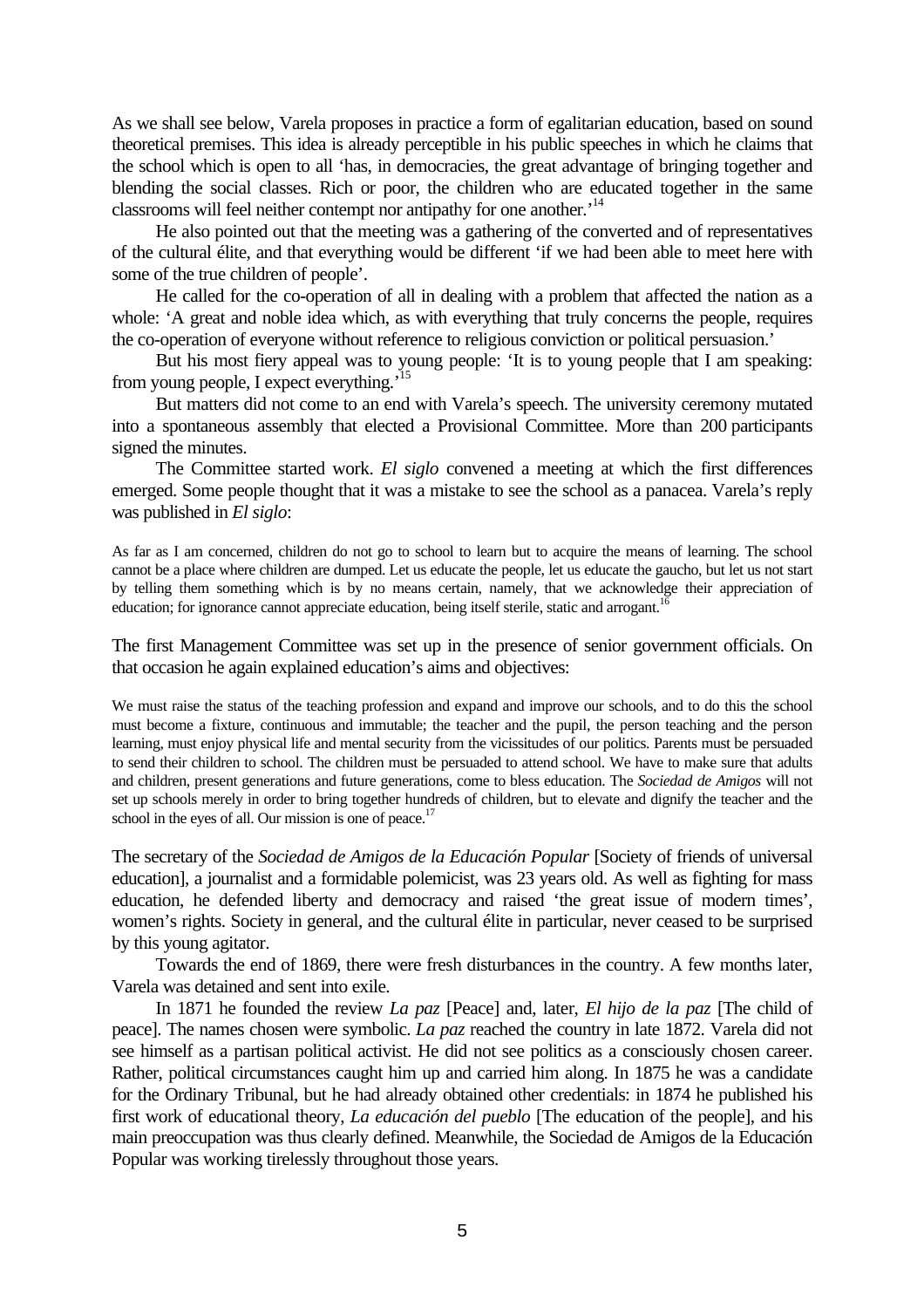As we shall see below, Varela proposes in practice a form of egalitarian education, based on sound theoretical premises. This idea is already perceptible in his public speeches in which he claims that the school which is open to all 'has, in democracies, the great advantage of bringing together and blending the social classes. Rich or poor, the children who are educated together in the same classrooms will feel neither contempt nor antipathy for one another.'[14]

He also pointed out that the meeting was a gathering of the converted and of representatives of the cultural élite, and that everything would be different 'if we had been able to meet here with some of the true children of people'.

He called for the co-operation of all in dealing with a problem that affected the nation as a whole: 'A great and noble idea which, as with everything that truly concerns the people, requires the co-operation of everyone without reference to religious conviction or political persuasion.'

But his most fiery appeal was to young people: 'It is to young people that I am speaking: from young people, I expect everything.'[15]

But matters did not come to an end with Varela's speech. The university ceremony mutated into a spontaneous assembly that elected a Provisional Committee. More than 200 participants signed the minutes.

The Committee started work. *El siglo* convened a meeting at which the first differences emerged. Some people thought that it was a mistake to see the school as a panacea. Varela's reply was published in *El siglo*:

> As far as I am concerned, children do not go to school to learn but to acquire the means of learning. The school cannot be a place where children are dumped. Let us educate the people, let us educate the gaucho, but let us not start by telling them something which is by no means certain, namely, that we acknowledge their appreciation of education; for ignorance cannot appreciate education, being itself sterile, static and arrogant.[16]

The first Management Committee was set up in the presence of senior government officials. On that occasion he again explained education's aims and objectives:

> We must raise the status of the teaching profession and expand and improve our schools, and to do this the school must become a fixture, continuous and immutable; the teacher and the pupil, the person teaching and the person learning, must enjoy physical life and mental security from the vicissitudes of our politics. Parents must be persuaded to send their children to school. The children must be persuaded to attend school. We have to make sure that adults and children, present generations and future generations, come to bless education. The *Sociedad de Amigos* will not set up schools merely in order to bring together hundreds of children, but to elevate and dignify the teacher and the school in the eyes of all. Our mission is one of peace.[17]

The secretary of the *Sociedad de Amigos de la Educación Popular* [Society of friends of universal education], a journalist and a formidable polemicist, was 23 years old. As well as fighting for mass education, he defended liberty and democracy and raised 'the great issue of modern times', women's rights. Society in general, and the cultural élite in particular, never ceased to be surprised by this young agitator.

Towards the end of 1869, there were fresh disturbances in the country. A few months later, Varela was detained and sent into exile.

In 1871 he founded the review *La paz* [Peace] and, later, *El hijo de la paz* [The child of peace]. The names chosen were symbolic. *La paz* reached the country in late 1872. Varela did not see himself as a partisan political activist. He did not see politics as a consciously chosen career. Rather, political circumstances caught him up and carried him along. In 1875 he was a candidate for the Ordinary Tribunal, but he had already obtained other credentials: in 1874 he published his first work of educational theory, *La educación del pueblo* [The education of the people], and his main preoccupation was thus clearly defined. Meanwhile, the Sociedad de Amigos de la Educación Popular was working tirelessly throughout those years.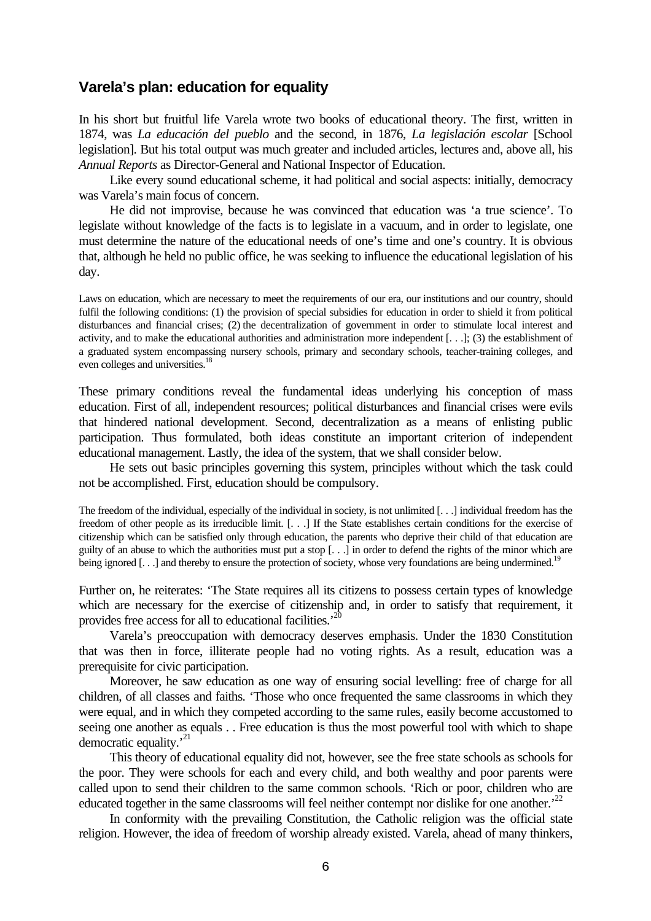## Varela's plan: education for equality

In his short but fruitful life Varela wrote two books of educational theory. The first, written in 1874, was *La educación del pueblo* and the second, in 1876, *La legislación escolar* [School legislation]. But his total output was much greater and included articles, lectures and, above all, his *Annual Reports* as Director-General and National Inspector of Education.

Like every sound educational scheme, it had political and social aspects: initially, democracy was Varela's main focus of concern.

He did not improvise, because he was convinced that education was 'a true science'. To legislate without knowledge of the facts is to legislate in a vacuum, and in order to legislate, one must determine the nature of the educational needs of one's time and one's country. It is obvious that, although he held no public office, he was seeking to influence the educational legislation of his day.

> Laws on education, which are necessary to meet the requirements of our era, our institutions and our country, should fulfil the following conditions: (1) the provision of special subsidies for education in order to shield it from political disturbances and financial crises; (2) the decentralization of government in order to stimulate local interest and activity, and to make the educational authorities and administration more independent [. . .]; (3) the establishment of a graduated system encompassing nursery schools, primary and secondary schools, teacher-training colleges, and even colleges and universities.[18]

These primary conditions reveal the fundamental ideas underlying his conception of mass education. First of all, independent resources; political disturbances and financial crises were evils that hindered national development. Second, decentralization as a means of enlisting public participation. Thus formulated, both ideas constitute an important criterion of independent educational management. Lastly, the idea of the system, that we shall consider below.

He sets out basic principles governing this system, principles without which the task could not be accomplished. First, education should be compulsory.

> The freedom of the individual, especially of the individual in society, is not unlimited [. . .] individual freedom has the freedom of other people as its irreducible limit. [. . .] If the State establishes certain conditions for the exercise of citizenship which can be satisfied only through education, the parents who deprive their child of that education are guilty of an abuse to which the authorities must put a stop [. . .] in order to defend the rights of the minor which are being ignored [. . .] and thereby to ensure the protection of society, whose very foundations are being undermined.[19]

Further on, he reiterates: 'The State requires all its citizens to possess certain types of knowledge which are necessary for the exercise of citizenship and, in order to satisfy that requirement, it provides free access for all to educational facilities.'[20]

Varela's preoccupation with democracy deserves emphasis. Under the 1830 Constitution that was then in force, illiterate people had no voting rights. As a result, education was a prerequisite for civic participation.

Moreover, he saw education as one way of ensuring social levelling: free of charge for all children, of all classes and faiths. 'Those who once frequented the same classrooms in which they were equal, and in which they competed according to the same rules, easily become accustomed to seeing one another as equals . . Free education is thus the most powerful tool with which to shape democratic equality.'[21]

This theory of educational equality did not, however, see the free state schools as schools for the poor. They were schools for each and every child, and both wealthy and poor parents were called upon to send their children to the same common schools. 'Rich or poor, children who are educated together in the same classrooms will feel neither contempt nor dislike for one another.'[22]

In conformity with the prevailing Constitution, the Catholic religion was the official state religion. However, the idea of freedom of worship already existed. Varela, ahead of many thinkers,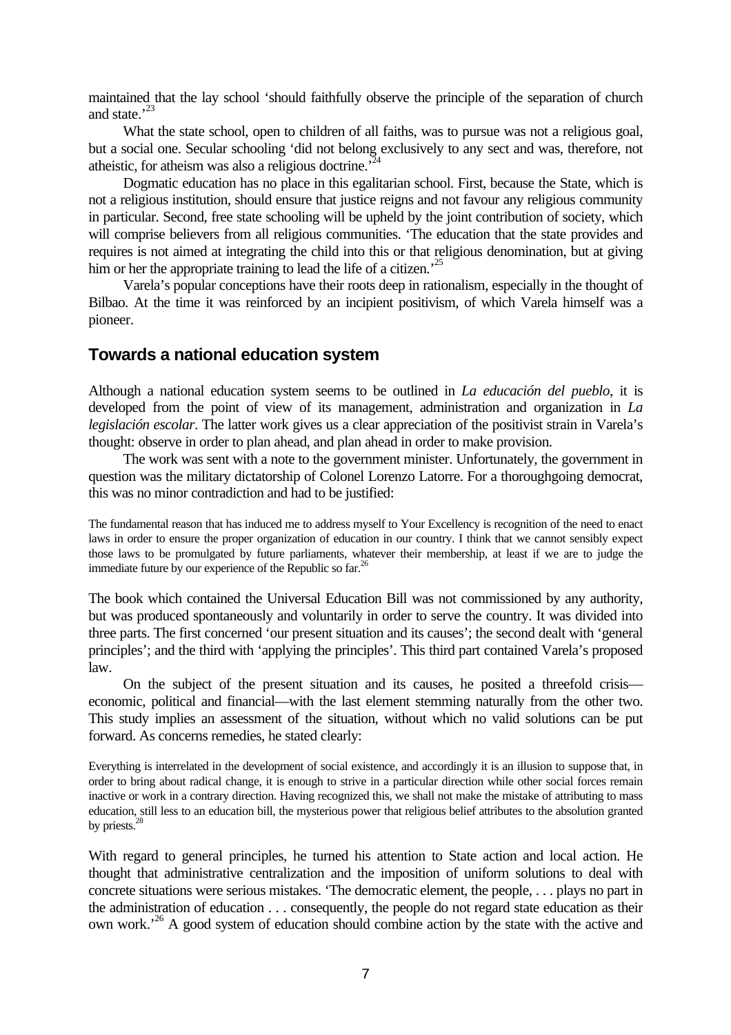maintained that the lay school 'should faithfully observe the principle of the separation of church and state.'[23]

What the state school, open to children of all faiths, was to pursue was not a religious goal, but a social one. Secular schooling 'did not belong exclusively to any sect and was, therefore, not atheistic, for atheism was also a religious doctrine.'[24]

Dogmatic education has no place in this egalitarian school. First, because the State, which is not a religious institution, should ensure that justice reigns and not favour any religious community in particular. Second, free state schooling will be upheld by the joint contribution of society, which will comprise believers from all religious communities. 'The education that the state provides and requires is not aimed at integrating the child into this or that religious denomination, but at giving him or her the appropriate training to lead the life of a citizen.'[25]

Varela's popular conceptions have their roots deep in rationalism, especially in the thought of Bilbao. At the time it was reinforced by an incipient positivism, of which Varela himself was a pioneer.

## Towards a national education system

Although a national education system seems to be outlined in *La educación del pueblo*, it is developed from the point of view of its management, administration and organization in *La legislación escolar*. The latter work gives us a clear appreciation of the positivist strain in Varela's thought: observe in order to plan ahead, and plan ahead in order to make provision.

The work was sent with a note to the government minister. Unfortunately, the government in question was the military dictatorship of Colonel Lorenzo Latorre. For a thoroughgoing democrat, this was no minor contradiction and had to be justified:

> The fundamental reason that has induced me to address myself to Your Excellency is recognition of the need to enact laws in order to ensure the proper organization of education in our country. I think that we cannot sensibly expect those laws to be promulgated by future parliaments, whatever their membership, at least if we are to judge the immediate future by our experience of the Republic so far.[26]

The book which contained the Universal Education Bill was not commissioned by any authority, but was produced spontaneously and voluntarily in order to serve the country. It was divided into three parts. The first concerned 'our present situation and its causes'; the second dealt with 'general principles'; and the third with 'applying the principles'. This third part contained Varela's proposed law.

On the subject of the present situation and its causes, he posited a threefold crisis—economic, political and financial—with the last element stemming naturally from the other two. This study implies an assessment of the situation, without which no valid solutions can be put forward. As concerns remedies, he stated clearly:

> Everything is interrelated in the development of social existence, and accordingly it is an illusion to suppose that, in order to bring about radical change, it is enough to strive in a particular direction while other social forces remain inactive or work in a contrary direction. Having recognized this, we shall not make the mistake of attributing to mass education, still less to an education bill, the mysterious power that religious belief attributes to the absolution granted by priests.[28]

With regard to general principles, he turned his attention to State action and local action. He thought that administrative centralization and the imposition of uniform solutions to deal with concrete situations were serious mistakes. 'The democratic element, the people, . . . plays no part in the administration of education . . . consequently, the people do not regard state education as their own work.'[26] A good system of education should combine action by the state with the active and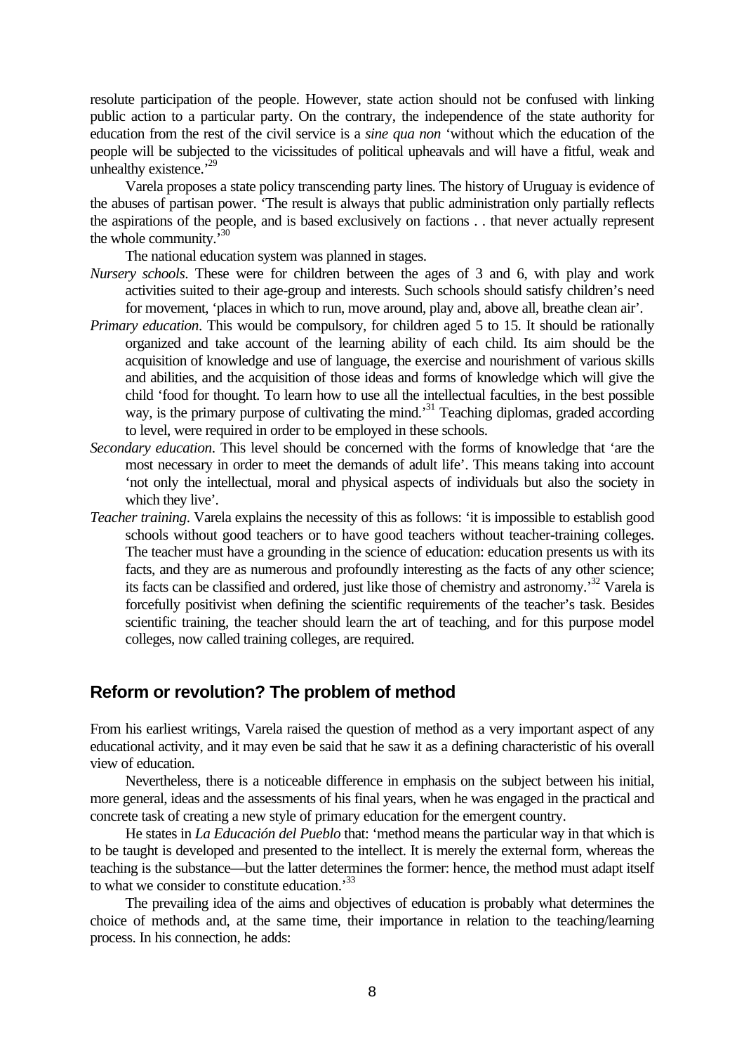resolute participation of the people. However, state action should not be confused with linking public action to a particular party. On the contrary, the independence of the state authority for education from the rest of the civil service is a *sine qua non* 'without which the education of the people will be subjected to the vicissitudes of political upheavals and will have a fitful, weak and unhealthy existence.'[29]

Varela proposes a state policy transcending party lines. The history of Uruguay is evidence of the abuses of partisan power. 'The result is always that public administration only partially reflects the aspirations of the people, and is based exclusively on factions . . that never actually represent the whole community.'[30]

The national education system was planned in stages.

*Nursery schools*. These were for children between the ages of 3 and 6, with play and work activities suited to their age-group and interests. Such schools should satisfy children's need for movement, 'places in which to run, move around, play and, above all, breathe clean air'.

*Primary education*. This would be compulsory, for children aged 5 to 15. It should be rationally organized and take account of the learning ability of each child. Its aim should be the acquisition of knowledge and use of language, the exercise and nourishment of various skills and abilities, and the acquisition of those ideas and forms of knowledge which will give the child 'food for thought. To learn how to use all the intellectual faculties, in the best possible way, is the primary purpose of cultivating the mind.'[31] Teaching diplomas, graded according to level, were required in order to be employed in these schools.

*Secondary education*. This level should be concerned with the forms of knowledge that 'are the most necessary in order to meet the demands of adult life'. This means taking into account 'not only the intellectual, moral and physical aspects of individuals but also the society in which they live'.

*Teacher training*. Varela explains the necessity of this as follows: 'it is impossible to establish good schools without good teachers or to have good teachers without teacher-training colleges. The teacher must have a grounding in the science of education: education presents us with its facts, and they are as numerous and profoundly interesting as the facts of any other science; its facts can be classified and ordered, just like those of chemistry and astronomy.'[32] Varela is forcefully positivist when defining the scientific requirements of the teacher's task. Besides scientific training, the teacher should learn the art of teaching, and for this purpose model colleges, now called training colleges, are required.

## Reform or revolution? The problem of method

From his earliest writings, Varela raised the question of method as a very important aspect of any educational activity, and it may even be said that he saw it as a defining characteristic of his overall view of education.

Nevertheless, there is a noticeable difference in emphasis on the subject between his initial, more general, ideas and the assessments of his final years, when he was engaged in the practical and concrete task of creating a new style of primary education for the emergent country.

He states in *La Educación del Pueblo* that: 'method means the particular way in that which is to be taught is developed and presented to the intellect. It is merely the external form, whereas the teaching is the substance—but the latter determines the former: hence, the method must adapt itself to what we consider to constitute education.'[33]

The prevailing idea of the aims and objectives of education is probably what determines the choice of methods and, at the same time, their importance in relation to the teaching/learning process. In his connection, he adds: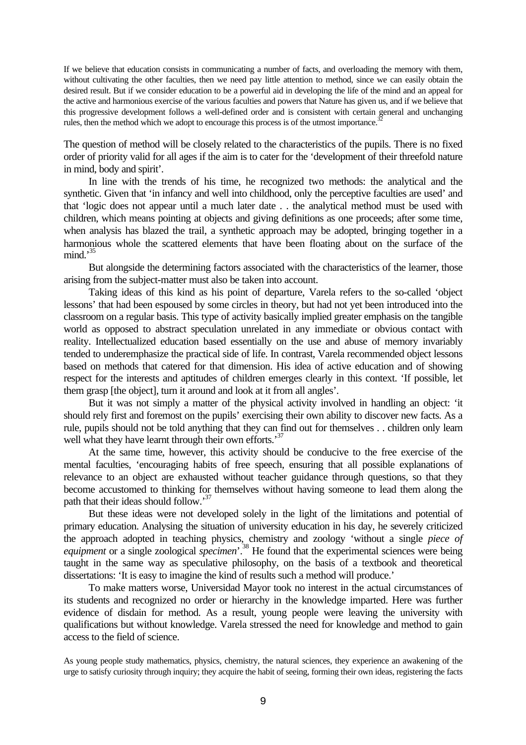> If we believe that education consists in communicating a number of facts, and overloading the memory with them, without cultivating the other faculties, then we need pay little attention to method, since we can easily obtain the desired result. But if we consider education to be a powerful aid in developing the life of the mind and an appeal for the active and harmonious exercise of the various faculties and powers that Nature has given us, and if we believe that this progressive development follows a well-defined order and is consistent with certain general and unchanging rules, then the method which we adopt to encourage this process is of the utmost importance.[32]

The question of method will be closely related to the characteristics of the pupils. There is no fixed order of priority valid for all ages if the aim is to cater for the 'development of their threefold nature in mind, body and spirit'.

In line with the trends of his time, he recognized two methods: the analytical and the synthetic. Given that 'in infancy and well into childhood, only the perceptive faculties are used' and that 'logic does not appear until a much later date . . the analytical method must be used with children, which means pointing at objects and giving definitions as one proceeds; after some time, when analysis has blazed the trail, a synthetic approach may be adopted, bringing together in a harmonious whole the scattered elements that have been floating about on the surface of the mind.'[35]

But alongside the determining factors associated with the characteristics of the learner, those arising from the subject-matter must also be taken into account.

Taking ideas of this kind as his point of departure, Varela refers to the so-called 'object lessons' that had been espoused by some circles in theory, but had not yet been introduced into the classroom on a regular basis. This type of activity basically implied greater emphasis on the tangible world as opposed to abstract speculation unrelated in any immediate or obvious contact with reality. Intellectualized education based essentially on the use and abuse of memory invariably tended to underemphasize the practical side of life. In contrast, Varela recommended object lessons based on methods that catered for that dimension. His idea of active education and of showing respect for the interests and aptitudes of children emerges clearly in this context. 'If possible, let them grasp [the object], turn it around and look at it from all angles'.

But it was not simply a matter of the physical activity involved in handling an object: 'it should rely first and foremost on the pupils' exercising their own ability to discover new facts. As a rule, pupils should not be told anything that they can find out for themselves . . children only learn well what they have learnt through their own efforts.'[37]

At the same time, however, this activity should be conducive to the free exercise of the mental faculties, 'encouraging habits of free speech, ensuring that all possible explanations of relevance to an object are exhausted without teacher guidance through questions, so that they become accustomed to thinking for themselves without having someone to lead them along the path that their ideas should follow.'[37]

But these ideas were not developed solely in the light of the limitations and potential of primary education. Analysing the situation of university education in his day, he severely criticized the approach adopted in teaching physics, chemistry and zoology 'without a single *piece of equipment* or a single zoological *specimen*'.[38] He found that the experimental sciences were being taught in the same way as speculative philosophy, on the basis of a textbook and theoretical dissertations: 'It is easy to imagine the kind of results such a method will produce.'

To make matters worse, Universidad Mayor took no interest in the actual circumstances of its students and recognized no order or hierarchy in the knowledge imparted. Here was further evidence of disdain for method. As a result, young people were leaving the university with qualifications but without knowledge. Varela stressed the need for knowledge and method to gain access to the field of science.

> As young people study mathematics, physics, chemistry, the natural sciences, they experience an awakening of the urge to satisfy curiosity through inquiry; they acquire the habit of seeing, forming their own ideas, registering the facts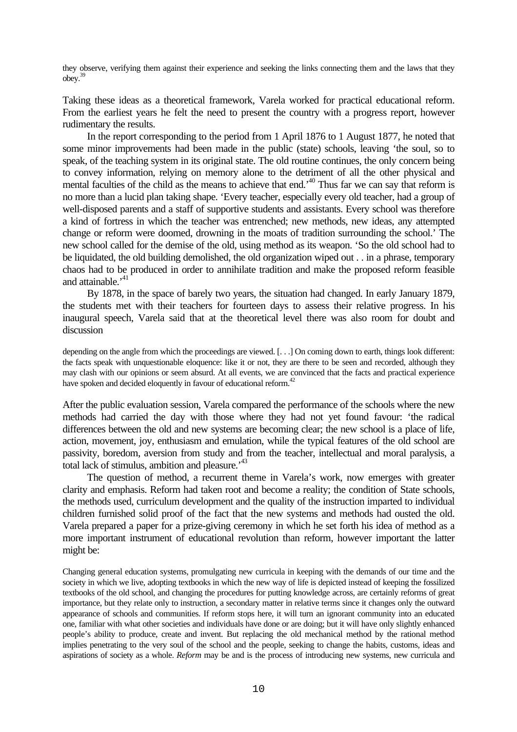they observe, verifying them against their experience and seeking the links connecting them and the laws that they obey.[39]

Taking these ideas as a theoretical framework, Varela worked for practical educational reform. From the earliest years he felt the need to present the country with a progress report, however rudimentary the results.

In the report corresponding to the period from 1 April 1876 to 1 August 1877, he noted that some minor improvements had been made in the public (state) schools, leaving 'the soul, so to speak, of the teaching system in its original state. The old routine continues, the only concern being to convey information, relying on memory alone to the detriment of all the other physical and mental faculties of the child as the means to achieve that end.'[40] Thus far we can say that reform is no more than a lucid plan taking shape. 'Every teacher, especially every old teacher, had a group of well-disposed parents and a staff of supportive students and assistants. Every school was therefore a kind of fortress in which the teacher was entrenched; new methods, new ideas, any attempted change or reform were doomed, drowning in the moats of tradition surrounding the school.' The new school called for the demise of the old, using method as its weapon. 'So the old school had to be liquidated, the old building demolished, the old organization wiped out . . in a phrase, temporary chaos had to be produced in order to annihilate tradition and make the proposed reform feasible and attainable.'[41]

By 1878, in the space of barely two years, the situation had changed. In early January 1879, the students met with their teachers for fourteen days to assess their relative progress. In his inaugural speech, Varela said that at the theoretical level there was also room for doubt and discussion

> depending on the angle from which the proceedings are viewed. [. . .] On coming down to earth, things look different: the facts speak with unquestionable eloquence: like it or not, they are there to be seen and recorded, although they may clash with our opinions or seem absurd. At all events, we are convinced that the facts and practical experience have spoken and decided eloquently in favour of educational reform.[42]

After the public evaluation session, Varela compared the performance of the schools where the new methods had carried the day with those where they had not yet found favour: 'the radical differences between the old and new systems are becoming clear; the new school is a place of life, action, movement, joy, enthusiasm and emulation, while the typical features of the old school are passivity, boredom, aversion from study and from the teacher, intellectual and moral paralysis, a total lack of stimulus, ambition and pleasure.'[43]

The question of method, a recurrent theme in Varela's work, now emerges with greater clarity and emphasis. Reform had taken root and become a reality; the condition of State schools, the methods used, curriculum development and the quality of the instruction imparted to individual children furnished solid proof of the fact that the new systems and methods had ousted the old. Varela prepared a paper for a prize-giving ceremony in which he set forth his idea of method as a more important instrument of educational revolution than reform, however important the latter might be:

> Changing general education systems, promulgating new curricula in keeping with the demands of our time and the society in which we live, adopting textbooks in which the new way of life is depicted instead of keeping the fossilized textbooks of the old school, and changing the procedures for putting knowledge across, are certainly reforms of great importance, but they relate only to instruction, a secondary matter in relative terms since it changes only the outward appearance of schools and communities. If reform stops here, it will turn an ignorant community into an educated one, familiar with what other societies and individuals have done or are doing; but it will have only slightly enhanced people's ability to produce, create and invent. But replacing the old mechanical method by the rational method implies penetrating to the very soul of the school and the people, seeking to change the habits, customs, ideas and aspirations of society as a whole. *Reform* may be and is the process of introducing new systems, new curricula and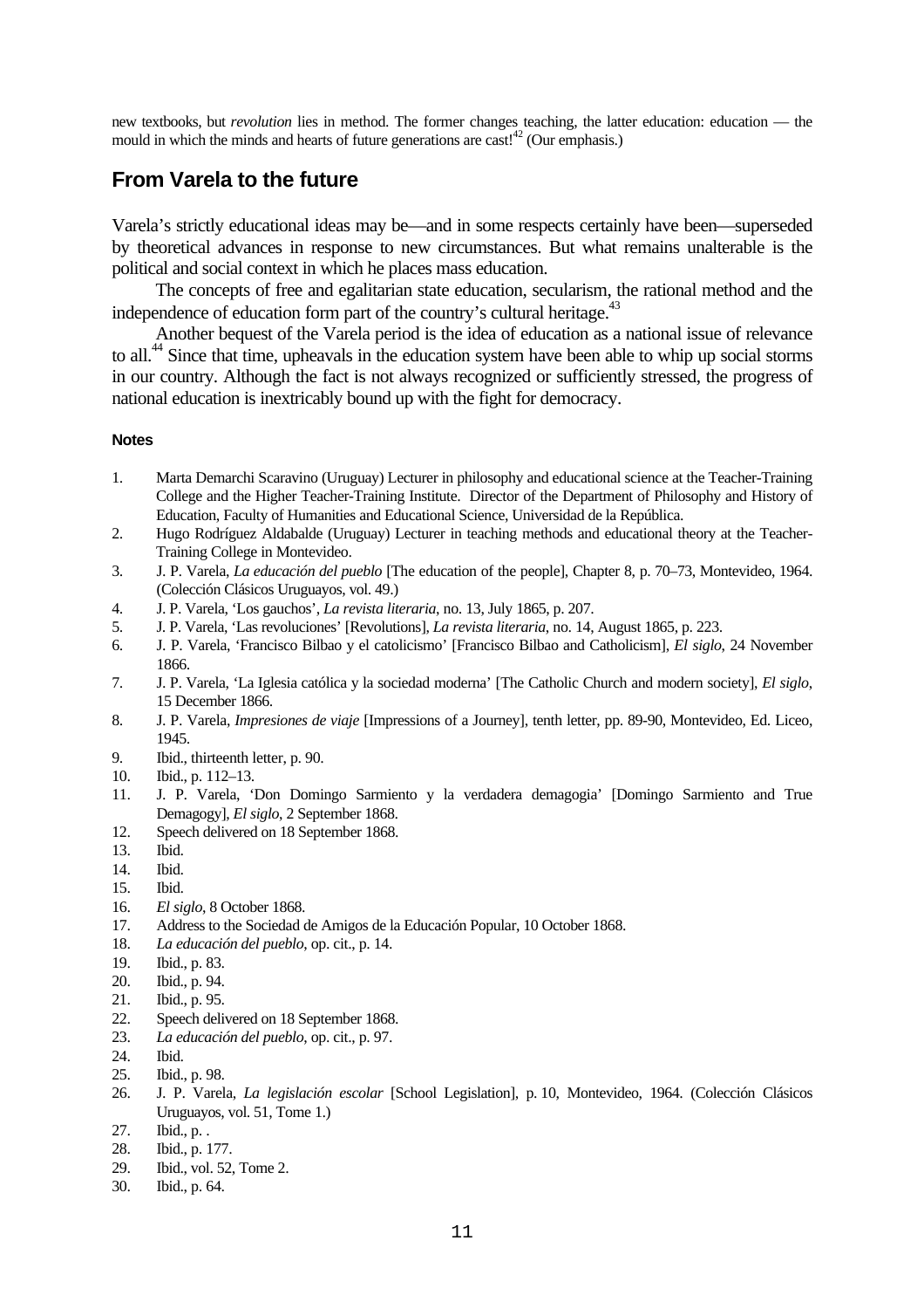new textbooks, but *revolution* lies in method. The former changes teaching, the latter education: education — the mould in which the minds and hearts of future generations are cast![42] (Our emphasis.)

## From Varela to the future

Varela's strictly educational ideas may be—and in some respects certainly have been—superseded by theoretical advances in response to new circumstances. But what remains unalterable is the political and social context in which he places mass education.

The concepts of free and egalitarian state education, secularism, the rational method and the independence of education form part of the country's cultural heritage.[43]

Another bequest of the Varela period is the idea of education as a national issue of relevance to all.[44] Since that time, upheavals in the education system have been able to whip up social storms in our country. Although the fact is not always recognized or sufficiently stressed, the progress of national education is inextricably bound up with the fight for democracy.

#### Notes

1. Marta Demarchi Scaravino (Uruguay) Lecturer in philosophy and educational science at the Teacher-Training College and the Higher Teacher-Training Institute. Director of the Department of Philosophy and History of Education, Faculty of Humanities and Educational Science, Universidad de la República.
2. Hugo Rodríguez Aldabalde (Uruguay) Lecturer in teaching methods and educational theory at the Teacher-Training College in Montevideo.
3. J. P. Varela, *La educación del pueblo* [The education of the people], Chapter 8, p. 70–73, Montevideo, 1964. (Colección Clásicos Uruguayos, vol. 49.)
4. J. P. Varela, 'Los gauchos', *La revista literaria*, no. 13, July 1865, p. 207.
5. J. P. Varela, 'Las revoluciones' [Revolutions], *La revista literaria*, no. 14, August 1865, p. 223.
6. J. P. Varela, 'Francisco Bilbao y el catolicismo' [Francisco Bilbao and Catholicism], *El siglo*, 24 November 1866.
7. J. P. Varela, 'La Iglesia católica y la sociedad moderna' [The Catholic Church and modern society], *El siglo*, 15 December 1866.
8. J. P. Varela, *Impresiones de viaje* [Impressions of a Journey], tenth letter, pp. 89-90, Montevideo, Ed. Liceo, 1945.
9. Ibid., thirteenth letter, p. 90.
10. Ibid., p. 112–13.
11. J. P. Varela, 'Don Domingo Sarmiento y la verdadera demagogia' [Domingo Sarmiento and True Demagogy], *El siglo*, 2 September 1868.
12. Speech delivered on 18 September 1868.
13. Ibid.
14. Ibid.
15. Ibid.
16. *El siglo*, 8 October 1868.
17. Address to the Sociedad de Amigos de la Educación Popular, 10 October 1868.
18. *La educación del pueblo*, op. cit., p. 14.
19. Ibid., p. 83.
20. Ibid., p. 94.
21. Ibid., p. 95.
22. Speech delivered on 18 September 1868.
23. *La educación del pueblo*, op. cit., p. 97.
24. Ibid.
25. Ibid., p. 98.
26. J. P. Varela, *La legislación escolar* [School Legislation], p. 10, Montevideo, 1964. (Colección Clásicos Uruguayos, vol. 51, Tome 1.)
27. Ibid., p. .
28. Ibid., p. 177.
29. Ibid., vol. 52, Tome 2.
30. Ibid., p. 64.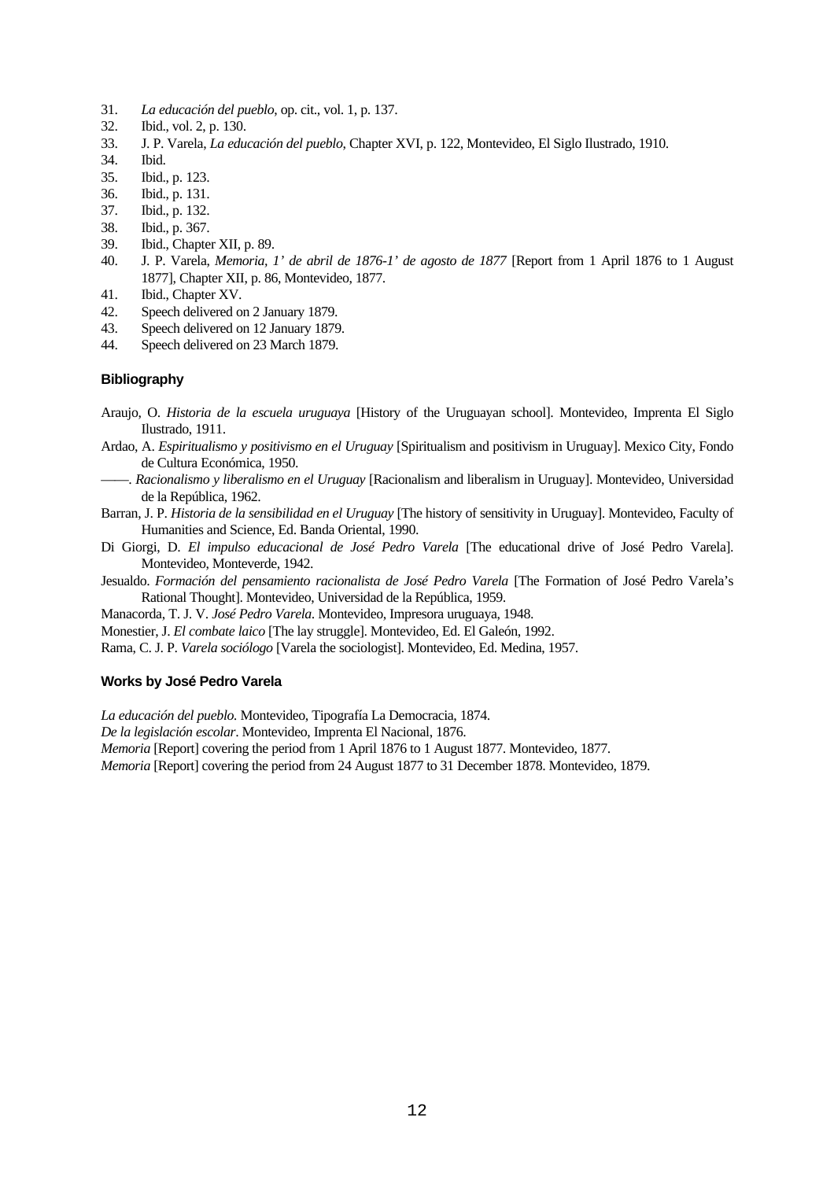31. *La educación del pueblo,* op. cit., vol. 1, p. 137.
32. Ibid., vol. 2, p. 130.
33. J. P. Varela, *La educación del pueblo*, Chapter XVI, p. 122, Montevideo, El Siglo Ilustrado, 1910.
34. Ibid.
35. Ibid., p. 123.
36. Ibid., p. 131.
37. Ibid., p. 132.
38. Ibid., p. 367.
39. Ibid., Chapter XII, p. 89.
40. J. P. Varela, *Memoria, 1' de abril de 1876-1' de agosto de 1877* [Report from 1 April 1876 to 1 August 1877], Chapter XII, p. 86, Montevideo, 1877.
41. Ibid., Chapter XV.
42. Speech delivered on 2 January 1879.
43. Speech delivered on 12 January 1879.
44. Speech delivered on 23 March 1879.

### Bibliography

Araujo, O. *Historia de la escuela uruguaya* [History of the Uruguayan school]. Montevideo, Imprenta El Siglo Ilustrado, 1911.

Ardao, A. *Espiritualismo y positivismo en el Uruguay* [Spiritualism and positivism in Uruguay]. Mexico City, Fondo de Cultura Económica, 1950.

——. *Racionalismo y liberalismo en el Uruguay* [Racionalism and liberalism in Uruguay]. Montevideo, Universidad de la República, 1962.

Barran, J. P. *Historia de la sensibilidad en el Uruguay* [The history of sensitivity in Uruguay]. Montevideo, Faculty of Humanities and Science, Ed. Banda Oriental, 1990.

Di Giorgi, D. *El impulso educacional de José Pedro Varela* [The educational drive of José Pedro Varela]. Montevideo, Monteverde, 1942.

Jesualdo. *Formación del pensamiento racionalista de José Pedro Varela* [The Formation of José Pedro Varela's Rational Thought]. Montevideo, Universidad de la República, 1959.

Manacorda, T. J. V. *José Pedro Varela*. Montevideo, Impresora uruguaya, 1948.

Monestier, J. *El combate laico* [The lay struggle]. Montevideo, Ed. El Galeón, 1992.

Rama, C. J. P. *Varela sociólogo* [Varela the sociologist]. Montevideo, Ed. Medina, 1957.

### Works by José Pedro Varela

*La educación del pueblo.* Montevideo, Tipografía La Democracia, 1874.

*De la legislación escolar*. Montevideo, Imprenta El Nacional, 1876.

*Memoria* [Report] covering the period from 1 April 1876 to 1 August 1877. Montevideo, 1877.

*Memoria* [Report] covering the period from 24 August 1877 to 31 December 1878. Montevideo, 1879.